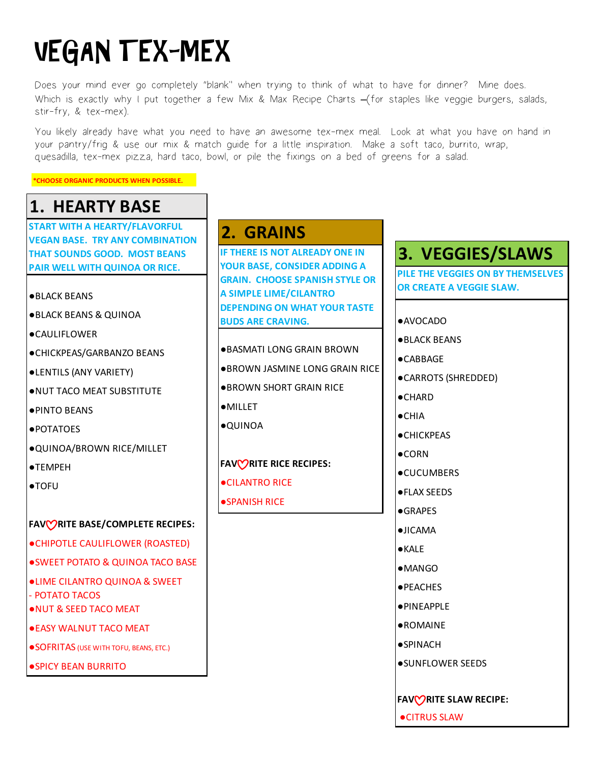# VEGAN TEX-MEX

Does your mind ever go completely "blank" when trying to think of what to have for dinner? Mine does. Which is exactly why I put together a few Mix & Max Recipe Charts –(for staples like veggie burgers, salads, stir-fry, & tex-mex).

You likely already have what you need to have an awesome tex-mex meal. Look at what you have on hand in your pantry/frig & use our mix & match guide for a little inspiration. Make a soft taco, burrito, wrap, quesadilla, tex-mex pizza, hard taco, bowl, or pile the fixings on a bed of greens for a salad.

***CHOOSE ORGANIC PRODUCTS WHEN POSSIBLE.**

## 1. HEARTY BASE

**START WITH A HEARTY/FLAVORFUL VEGAN BASE. TRY ANY COMBINATION THAT SOUNDS GOOD. MOST BEANS PAIR WELL WITH QUINOA OR RICE.**

- BLACK BEANS
- BLACK BEANS & QUINOA
- CAULIFLOWER
- CHICKPEAS/GARBANZO BEANS
- LENTILS (ANY VARIETY)
- NUT TACO MEAT SUBSTITUTE
- PINTO BEANS
- POTATOES
- QUINOA/BROWN RICE/MILLET
- TEMPEH
- TOFU

**FAV♡RITE BASE/COMPLETE RECIPES:**

- CHIPOTLE CAULIFLOWER (ROASTED)
- SWEET POTATO & QUINOA TACO BASE
- LIME CILANTRO QUINOA & SWEET - POTATO TACOS
- NUT & SEED TACO MEAT
- EASY WALNUT TACO MEAT
- SOFRITAS (USE WITH TOFU, BEANS, ETC.)
- SPICY BEAN BURRITO

## 2. GRAINS

**IF THERE IS NOT ALREADY ONE IN YOUR BASE, CONSIDER ADDING A GRAIN. CHOOSE SPANISH STYLE OR A SIMPLE LIME/CILANTRO DEPENDING ON WHAT YOUR TASTE BUDS ARE CRAVING.**

- BASMATI LONG GRAIN BROWN
- BROWN JASMINE LONG GRAIN RICE
- BROWN SHORT GRAIN RICE
- MILLET
- QUINOA

**FAV♡RITE RICE RECIPES:**

- CILANTRO RICE
- SPANISH RICE

## 3. VEGGIES/SLAWS

**PILE THE VEGGIES ON BY THEMSELVES OR CREATE A VEGGIE SLAW.**

- AVOCADO
- BLACK BEANS
- CABBAGE
- CARROTS (SHREDDED)
- CHARD
- CHIA
- CHICKPEAS
- CORN
- CUCUMBERS
- FLAX SEEDS
- GRAPES
- JICAMA
- KALE
- MANGO
- PEACHES
- PINEAPPLE
- ROMAINE
- SPINACH
- SUNFLOWER SEEDS

**FAV♡RITE SLAW RECIPE:**

- CITRUS SLAW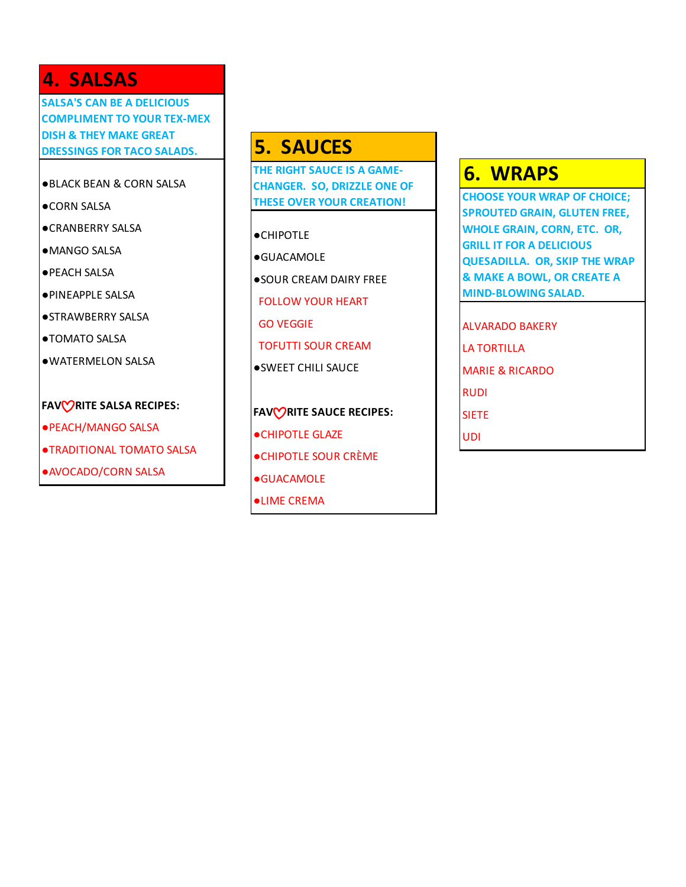## 4. SALSAS

**SALSA'S CAN BE A DELICIOUS COMPLIMENT TO YOUR TEX-MEX DISH & THEY MAKE GREAT DRESSINGS FOR TACO SALADS.**

- BLACK BEAN & CORN SALSA
- CORN SALSA
- CRANBERRY SALSA
- MANGO SALSA
- PEACH SALSA
- PINEAPPLE SALSA
- STRAWBERRY SALSA
- TOMATO SALSA
- WATERMELON SALSA

**FAV♡RITE SALSA RECIPES:**

- PEACH/MANGO SALSA
- TRADITIONAL TOMATO SALSA
- AVOCADO/CORN SALSA

## 5. SAUCES

**THE RIGHT SAUCE IS A GAME-CHANGER. SO, DRIZZLE ONE OF THESE OVER YOUR CREATION!**

- CHIPOTLE
- GUACAMOLE
- SOUR CREAM DAIRY FREE
  - FOLLOW YOUR HEART
  - GO VEGGIE
  - TOFUTTI SOUR CREAM
- SWEET CHILI SAUCE

**FAV♡RITE SAUCE RECIPES:**

- CHIPOTLE GLAZE
- CHIPOTLE SOUR CRÈME
- GUACAMOLE
- LIME CREMA

## 6. WRAPS

**CHOOSE YOUR WRAP OF CHOICE; SPROUTED GRAIN, GLUTEN FREE, WHOLE GRAIN, CORN, ETC. OR, GRILL IT FOR A DELICIOUS QUESADILLA. OR, SKIP THE WRAP & MAKE A BOWL, OR CREATE A MIND-BLOWING SALAD.**

ALVARADO BAKERY

LA TORTILLA

MARIE & RICARDO

RUDI

SIETE

UDI